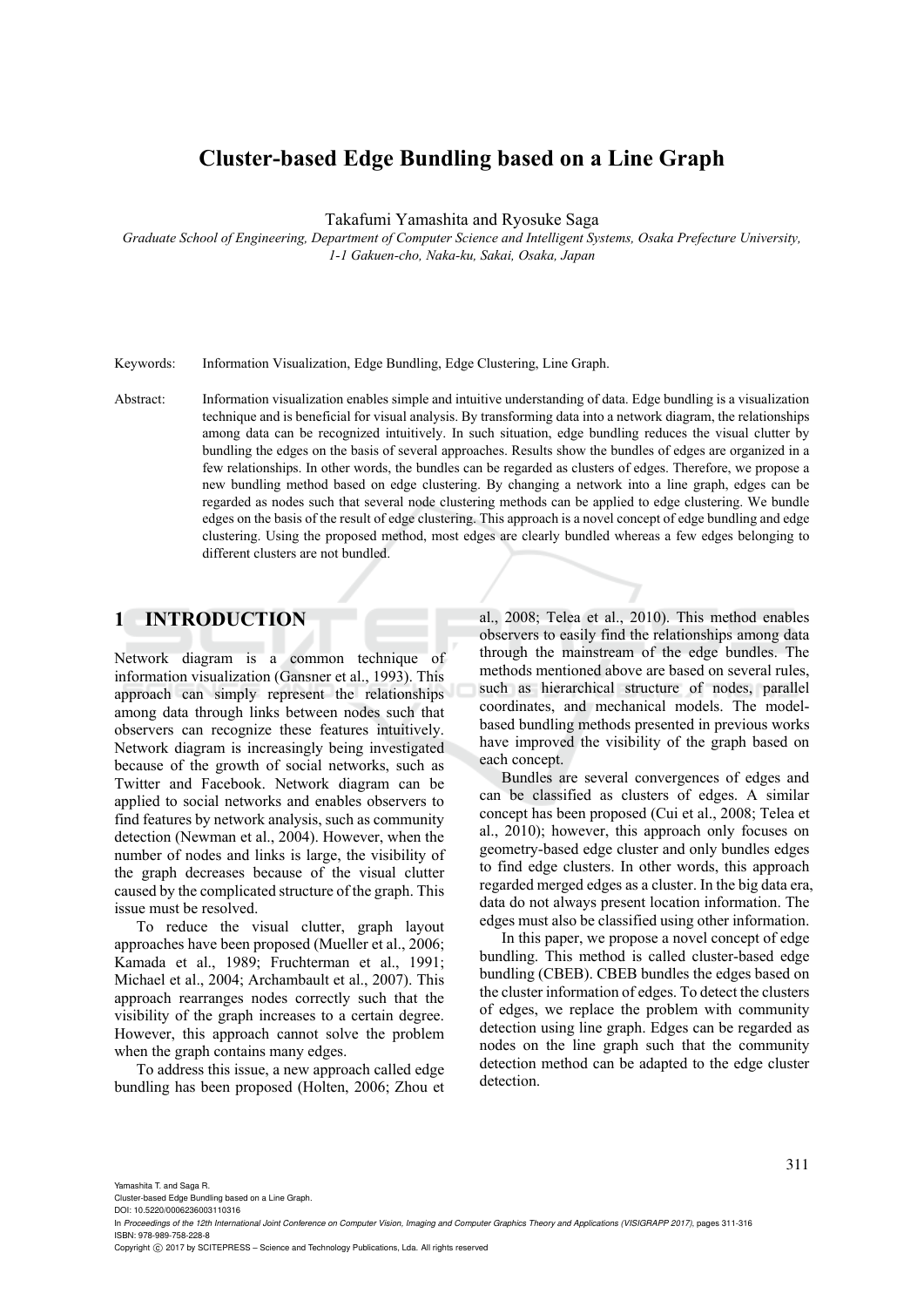# Cluster-based Edge Bundling based on a Line Graph

Takafumi Yamashita and Ryosuke Saga

*Graduate School of Engineering, Department of Computer Science and Intelligent Systems, Osaka Prefecture University, 1-1 Gakuen-cho, Naka-ku, Sakai, Osaka, Japan*

Keywords: Information Visualization, Edge Bundling, Edge Clustering, Line Graph.

Abstract: Information visualization enables simple and intuitive understanding of data. Edge bundling is a visualization technique and is beneficial for visual analysis. By transforming data into a network diagram, the relationships among data can be recognized intuitively. In such situation, edge bundling reduces the visual clutter by bundling the edges on the basis of several approaches. Results show the bundles of edges are organized in a few relationships. In other words, the bundles can be regarded as clusters of edges. Therefore, we propose a new bundling method based on edge clustering. By changing a network into a line graph, edges can be regarded as nodes such that several node clustering methods can be applied to edge clustering. We bundle edges on the basis of the result of edge clustering. This approach is a novel concept of edge bundling and edge clustering. Using the proposed method, most edges are clearly bundled whereas a few edges belonging to different clusters are not bundled.

## 1 INTRODUCTION

Network diagram is a common technique of information visualization (Gansner et al., 1993). This approach can simply represent the relationships among data through links between nodes such that observers can recognize these features intuitively. Network diagram is increasingly being investigated because of the growth of social networks, such as Twitter and Facebook. Network diagram can be applied to social networks and enables observers to find features by network analysis, such as community detection (Newman et al., 2004). However, when the number of nodes and links is large, the visibility of the graph decreases because of the visual clutter caused by the complicated structure of the graph. This issue must be resolved.

To reduce the visual clutter, graph layout approaches have been proposed (Mueller et al., 2006; Kamada et al., 1989; Fruchterman et al., 1991; Michael et al., 2004; Archambault et al., 2007). This approach rearranges nodes correctly such that the visibility of the graph increases to a certain degree. However, this approach cannot solve the problem when the graph contains many edges.

To address this issue, a new approach called edge bundling has been proposed (Holten, 2006; Zhou et al., 2008; Telea et al., 2010). This method enables observers to easily find the relationships among data through the mainstream of the edge bundles. The methods mentioned above are based on several rules, such as hierarchical structure of nodes, parallel coordinates, and mechanical models. The model-based bundling methods presented in previous works have improved the visibility of the graph based on each concept.

Bundles are several convergences of edges and can be classified as clusters of edges. A similar concept has been proposed (Cui et al., 2008; Telea et al., 2010); however, this approach only focuses on geometry-based edge cluster and only bundles edges to find edge clusters. In other words, this approach regarded merged edges as a cluster. In the big data era, data do not always present location information. The edges must also be classified using other information.

In this paper, we propose a novel concept of edge bundling. This method is called cluster-based edge bundling (CBEB). CBEB bundles the edges based on the cluster information of edges. To detect the clusters of edges, we replace the problem with community detection using line graph. Edges can be regarded as nodes on the line graph such that the community detection method can be adapted to the edge cluster detection.

Yamashita T. and Saga R.
Cluster-based Edge Bundling based on a Line Graph.
DOI: 10.5220/0006236003110316
In *Proceedings of the 12th International Joint Conference on Computer Vision, Imaging and Computer Graphics Theory and Applications (VISIGRAPP 2017)*, pages 311-316
ISBN: 978-989-758-228-8
Copyright © 2017 by SCITEPRESS – Science and Technology Publications, Lda. All rights reserved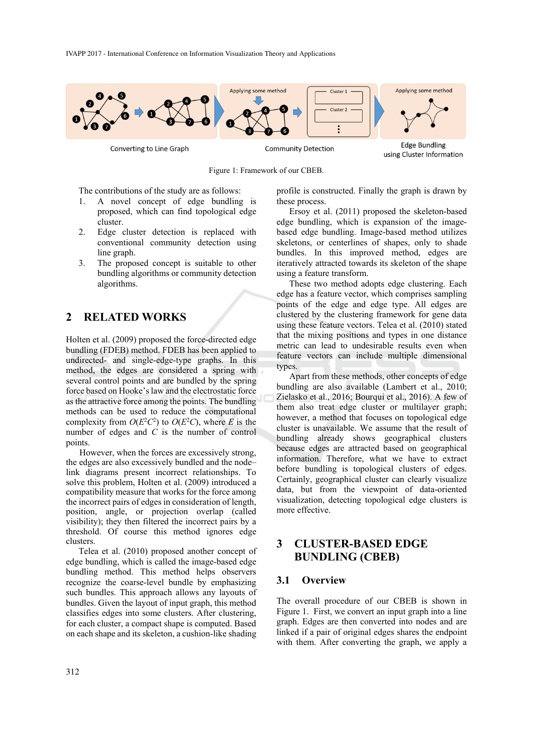Figure 1: Framework of our CBEB.

The contributions of the study are as follows:

1. A novel concept of edge bundling is proposed, which can find topological edge cluster.
2. Edge cluster detection is replaced with conventional community detection using line graph.
3. The proposed concept is suitable to other bundling algorithms or community detection algorithms.

## 2 RELATED WORKS

Holten et al. (2009) proposed the force-directed edge bundling (FDEB) method. FDEB has been applied to undirected- and single-edge-type graphs. In this method, the edges are considered a spring with several control points and are bundled by the spring force based on Hooke's law and the electrostatic force as the attractive force among the points. The bundling methods can be used to reduce the computational complexity from $O(E^2C^2)$ to $O(E^2C)$, where $E$ is the number of edges and $C$ is the number of control points.

However, when the forces are excessively strong, the edges are also excessively bundled and the node–link diagrams present incorrect relationships. To solve this problem, Holten et al. (2009) introduced a compatibility measure that works for the force among the incorrect pairs of edges in consideration of length, position, angle, or projection overlap (called visibility); they then filtered the incorrect pairs by a threshold. Of course this method ignores edge clusters.

Telea et al. (2010) proposed another concept of edge bundling, which is called the image-based edge bundling method. This method helps observers recognize the coarse-level bundle by emphasizing such bundles. This approach allows any layouts of bundles. Given the layout of input graph, this method classifies edges into some clusters. After clustering, for each cluster, a compact shape is computed. Based on each shape and its skeleton, a cushion-like shading profile is constructed. Finally the graph is drawn by these process.

Ersoy et al. (2011) proposed the skeleton-based edge bundling, which is expansion of the image-based edge bundling. Image-based method utilizes skeletons, or centerlines of shapes, only to shade bundles. In this improved method, edges are iteratively attracted towards its skeleton of the shape using a feature transform.

These two method adopts edge clustering. Each edge has a feature vector, which comprises sampling points of the edge and edge type. All edges are clustered by the clustering framework for gene data using these feature vectors. Telea et al. (2010) stated that the mixing positions and types in one distance metric can lead to undesirable results even when feature vectors can include multiple dimensional types.

Apart from these methods, other concepts of edge bundling are also available (Lambert et al., 2010; Zielasko et al., 2016; Bourqui et al., 2016). A few of them also treat edge cluster or multilayer graph; however, a method that focuses on topological edge cluster is unavailable. We assume that the result of bundling already shows geographical clusters because edges are attracted based on geographical information. Therefore, what we have to extract before bundling is topological clusters of edges. Certainly, geographical cluster can clearly visualize data, but from the viewpoint of data-oriented visualization, detecting topological edge clusters is more effective.

## 3 CLUSTER-BASED EDGE BUNDLING (CBEB)

### 3.1 Overview

The overall procedure of our CBEB is shown in Figure 1. First, we convert an input graph into a line graph. Edges are then converted into nodes and are linked if a pair of original edges shares the endpoint with them. After converting the graph, we apply a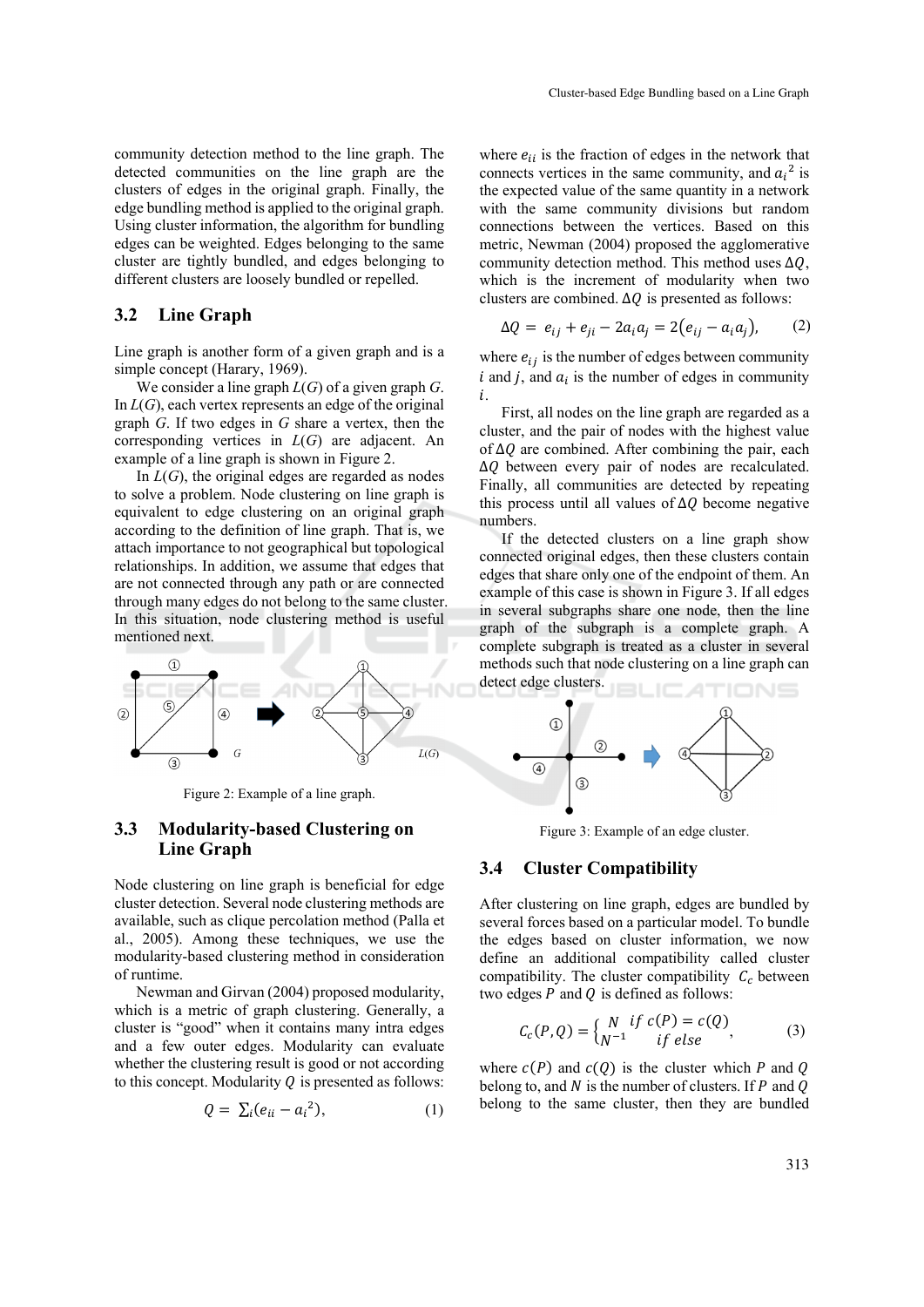community detection method to the line graph. The detected communities on the line graph are the clusters of edges in the original graph. Finally, the edge bundling method is applied to the original graph. Using cluster information, the algorithm for bundling edges can be weighted. Edges belonging to the same cluster are tightly bundled, and edges belonging to different clusters are loosely bundled or repelled.

## 3.2 Line Graph

Line graph is another form of a given graph and is a simple concept (Harary, 1969).

We consider a line graph $L(G)$ of a given graph $G$. In $L(G)$, each vertex represents an edge of the original graph $G$. If two edges in $G$ share a vertex, then the corresponding vertices in $L(G)$ are adjacent. An example of a line graph is shown in Figure 2.

In $L(G)$, the original edges are regarded as nodes to solve a problem. Node clustering on line graph is equivalent to edge clustering on an original graph according to the definition of line graph. That is, we attach importance to not geographical but topological relationships. In addition, we assume that edges that are not connected through any path or are connected through many edges do not belong to the same cluster. In this situation, node clustering method is useful mentioned next.

Figure 2: Example of a line graph.

## 3.3 Modularity-based Clustering on Line Graph

Node clustering on line graph is beneficial for edge cluster detection. Several node clustering methods are available, such as clique percolation method (Palla et al., 2005). Among these techniques, we use the modularity-based clustering method in consideration of runtime.

Newman and Girvan (2004) proposed modularity, which is a metric of graph clustering. Generally, a cluster is "good" when it contains many intra edges and a few outer edges. Modularity can evaluate whether the clustering result is good or not according to this concept. Modularity $Q$ is presented as follows:

$$Q = \sum_i (e_{ii} - {a_i}^2), \tag{1}$$

where $e_{ii}$ is the fraction of edges in the network that connects vertices in the same community, and ${a_i}^2$ is the expected value of the same quantity in a network with the same community divisions but random connections between the vertices. Based on this metric, Newman (2004) proposed the agglomerative community detection method. This method uses $\Delta Q$, which is the increment of modularity when two clusters are combined. $\Delta Q$ is presented as follows:

$$\Delta Q = e_{ij} + e_{ji} - 2a_i a_j = 2(e_{ij} - a_i a_j), \tag{2}$$

where $e_{ij}$ is the number of edges between community $i$ and $j$, and $a_i$ is the number of edges in community $i$.

First, all nodes on the line graph are regarded as a cluster, and the pair of nodes with the highest value of $\Delta Q$ are combined. After combining the pair, each $\Delta Q$ between every pair of nodes are recalculated. Finally, all communities are detected by repeating this process until all values of $\Delta Q$ become negative numbers.

If the detected clusters on a line graph show connected original edges, then these clusters contain edges that share only one of the endpoint of them. An example of this case is shown in Figure 3. If all edges in several subgraphs share one node, then the line graph of the subgraph is a complete graph. A complete subgraph is treated as a cluster in several methods such that node clustering on a line graph can detect edge clusters.

Figure 3: Example of an edge cluster.

## 3.4 Cluster Compatibility

After clustering on line graph, edges are bundled by several forces based on a particular model. To bundle the edges based on cluster information, we now define an additional compatibility called cluster compatibility. The cluster compatibility $C_c$ between two edges $P$ and $Q$ is defined as follows:

$$C_c(P,Q) = \begin{cases} N & if\ c(P) = c(Q) \\ N^{-1} & if\ else \end{cases}, \tag{3}$$

where $c(P)$ and $c(Q)$ is the cluster which $P$ and $Q$ belong to, and $N$ is the number of clusters. If $P$ and $Q$ belong to the same cluster, then they are bundled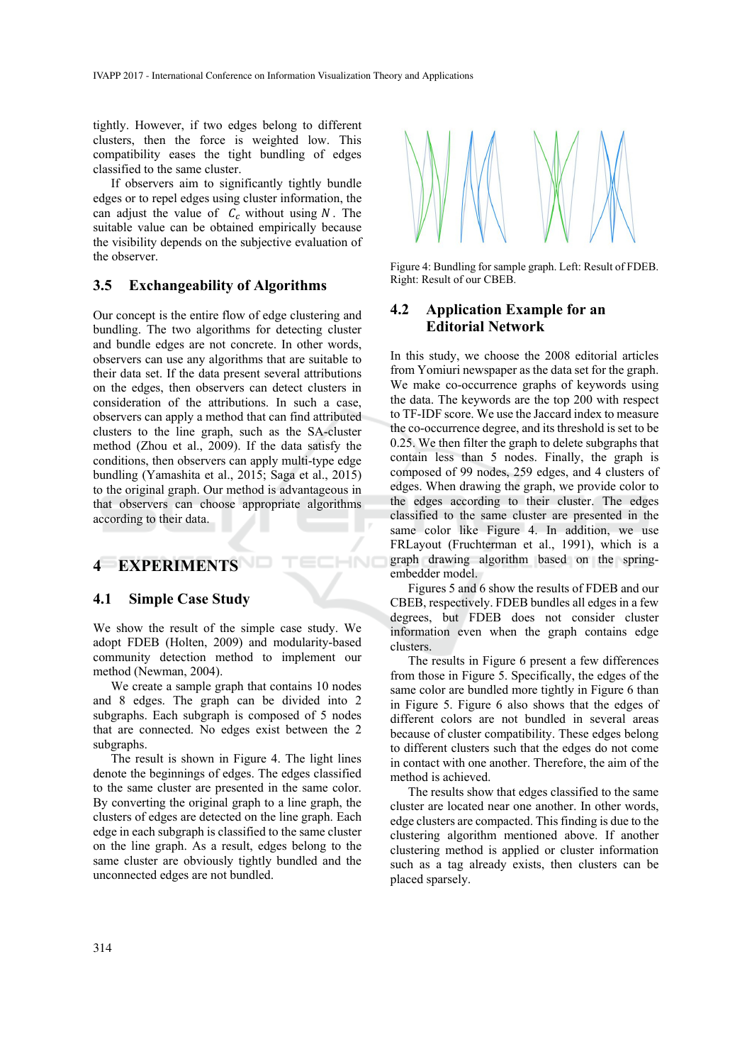tightly. However, if two edges belong to different clusters, then the force is weighted low. This compatibility eases the tight bundling of edges classified to the same cluster.

If observers aim to significantly tightly bundle edges or to repel edges using cluster information, the can adjust the value of $C_c$ without using $N$. The suitable value can be obtained empirically because the visibility depends on the subjective evaluation of the observer.

## 3.5 Exchangeability of Algorithms

Our concept is the entire flow of edge clustering and bundling. The two algorithms for detecting cluster and bundle edges are not concrete. In other words, observers can use any algorithms that are suitable to their data set. If the data present several attributions on the edges, then observers can detect clusters in consideration of the attributions. In such a case, observers can apply a method that can find attributed clusters to the line graph, such as the SA-cluster method (Zhou et al., 2009). If the data satisfy the conditions, then observers can apply multi-type edge bundling (Yamashita et al., 2015; Saga et al., 2015) to the original graph. Our method is advantageous in that observers can choose appropriate algorithms according to their data.

# 4 EXPERIMENTS

## 4.1 Simple Case Study

We show the result of the simple case study. We adopt FDEB (Holten, 2009) and modularity-based community detection method to implement our method (Newman, 2004).

We create a sample graph that contains 10 nodes and 8 edges. The graph can be divided into 2 subgraphs. Each subgraph is composed of 5 nodes that are connected. No edges exist between the 2 subgraphs.

The result is shown in Figure 4. The light lines denote the beginnings of edges. The edges classified to the same cluster are presented in the same color. By converting the original graph to a line graph, the clusters of edges are detected on the line graph. Each edge in each subgraph is classified to the same cluster on the line graph. As a result, edges belong to the same cluster are obviously tightly bundled and the unconnected edges are not bundled.

Figure 4: Bundling for sample graph. Left: Result of FDEB. Right: Result of our CBEB.

## 4.2 Application Example for an Editorial Network

In this study, we choose the 2008 editorial articles from Yomiuri newspaper as the data set for the graph. We make co-occurrence graphs of keywords using the data. The keywords are the top 200 with respect to TF-IDF score. We use the Jaccard index to measure the co-occurrence degree, and its threshold is set to be 0.25. We then filter the graph to delete subgraphs that contain less than 5 nodes. Finally, the graph is composed of 99 nodes, 259 edges, and 4 clusters of edges. When drawing the graph, we provide color to the edges according to their cluster. The edges classified to the same cluster are presented in the same color like Figure 4. In addition, we use FRLayout (Fruchterman et al., 1991), which is a graph drawing algorithm based on the spring-embedder model.

Figures 5 and 6 show the results of FDEB and our CBEB, respectively. FDEB bundles all edges in a few degrees, but FDEB does not consider cluster information even when the graph contains edge clusters.

The results in Figure 6 present a few differences from those in Figure 5. Specifically, the edges of the same color are bundled more tightly in Figure 6 than in Figure 5. Figure 6 also shows that the edges of different colors are not bundled in several areas because of cluster compatibility. These edges belong to different clusters such that the edges do not come in contact with one another. Therefore, the aim of the method is achieved.

The results show that edges classified to the same cluster are located near one another. In other words, edge clusters are compacted. This finding is due to the clustering algorithm mentioned above. If another clustering method is applied or cluster information such as a tag already exists, then clusters can be placed sparsely.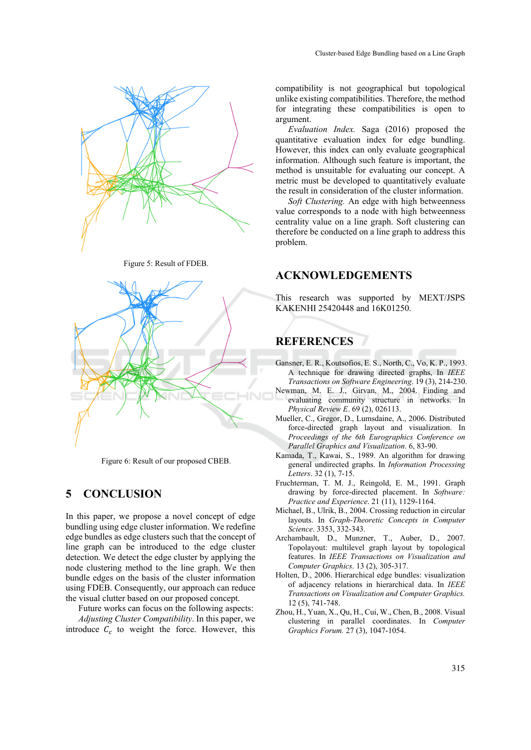Figure 5: Result of FDEB.

Figure 6: Result of our proposed CBEB.

## 5 CONCLUSION

In this paper, we propose a novel concept of edge bundling using edge cluster information. We redefine edge bundles as edge clusters such that the concept of line graph can be introduced to the edge cluster detection. We detect the edge cluster by applying the node clustering method to the line graph. We then bundle edges on the basis of the cluster information using FDEB. Consequently, our approach can reduce the visual clutter based on our proposed concept.

Future works can focus on the following aspects:

*Adjusting Cluster Compatibility*. In this paper, we introduce $C_c$ to weight the force. However, this compatibility is not geographical but topological unlike existing compatibilities. Therefore, the method for integrating these compatibilities is open to argument.

*Evaluation Index*. Saga (2016) proposed the quantitative evaluation index for edge bundling. However, this index can only evaluate geographical information. Although such feature is important, the method is unsuitable for evaluating our concept. A metric must be developed to quantitatively evaluate the result in consideration of the cluster information.

*Soft Clustering*. An edge with high betweenness value corresponds to a node with high betweenness centrality value on a line graph. Soft clustering can therefore be conducted on a line graph to address this problem.

## ACKNOWLEDGEMENTS

This research was supported by MEXT/JSPS KAKENHI 25420448 and 16K01250.

## REFERENCES

Gansner, E. R., Koutsofios, E. S., North, C., Vo, K. P., 1993. A technique for drawing directed graphs, In *IEEE Transactions on Software Engineering*. 19 (3), 214-230.

Newman, M. E. J., Girvan, M., 2004. Finding and evaluating community structure in networks. In *Physical Review E*. 69 (2), 026113.

Mueller, C., Gregor, D., Lumsdaine, A., 2006. Distributed force-directed graph layout and visualization. In *Proceedings of the 6th Eurographics Conference on Parallel Graphics and Visualization*. 6, 83-90.

Kamada, T., Kawai, S., 1989. An algorithm for drawing general undirected graphs. In *Information Processing Letters*. 32 (1), 7-15.

Fruchterman, T. M. J., Reingold, E. M., 1991. Graph drawing by force-directed placement. In *Software: Practice and Experience*. 21 (11), 1129-1164.

Michael, B., Ulrik, B., 2004. Crossing reduction in circular layouts. In *Graph-Theoretic Concepts in Computer Science*. 3353, 332-343.

Archambault, D., Munzner, T., Auber, D., 2007. Topolayout: multilevel graph layout by topological features. In *IEEE Transactions on Visualization and Computer Graphics*. 13 (2), 305-317.

Holten, D., 2006. Hierarchical edge bundles: visualization of adjacency relations in hierarchical data. In *IEEE Transactions on Visualization and Computer Graphics.* 12 (5), 741-748.

Zhou, H., Yuan, X., Qu, H., Cui, W., Chen, B., 2008. Visual clustering in parallel coordinates. In *Computer Graphics Forum.* 27 (3), 1047-1054.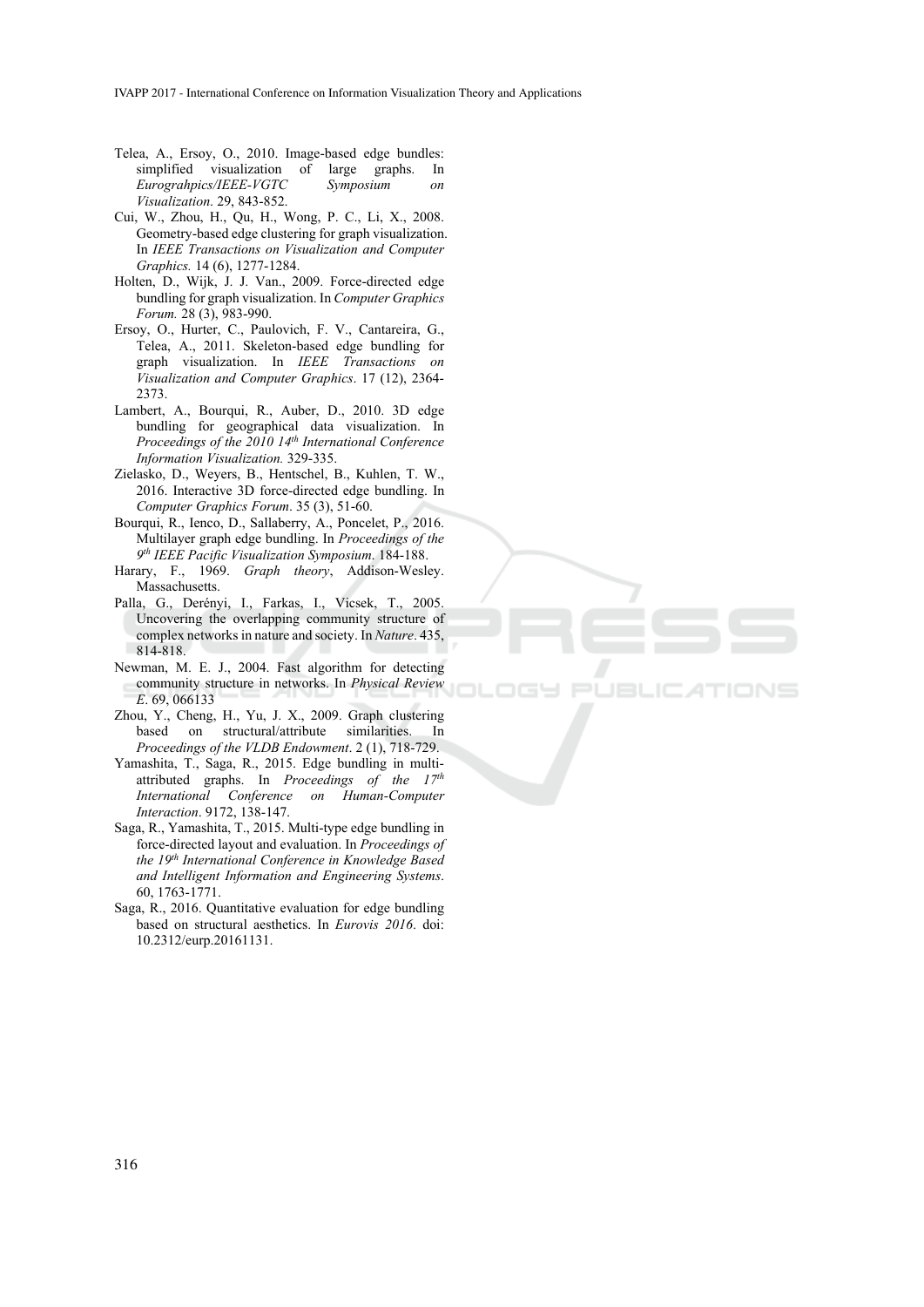Telea, A., Ersoy, O., 2010. Image-based edge bundles: simplified visualization of large graphs. In *Eurograhpics/IEEE-VGTC Symposium on Visualization*. 29, 843-852.

Cui, W., Zhou, H., Qu, H., Wong, P. C., Li, X., 2008. Geometry-based edge clustering for graph visualization. In *IEEE Transactions on Visualization and Computer Graphics.* 14 (6), 1277-1284.

Holten, D., Wijk, J. J. Van., 2009. Force-directed edge bundling for graph visualization. In *Computer Graphics Forum.* 28 (3), 983-990.

Ersoy, O., Hurter, C., Paulovich, F. V., Cantareira, G., Telea, A., 2011. Skeleton-based edge bundling for graph visualization. In *IEEE Transactions on Visualization and Computer Graphics*. 17 (12), 2364-2373.

Lambert, A., Bourqui, R., Auber, D., 2010. 3D edge bundling for geographical data visualization. In *Proceedings of the 2010 14th International Conference Information Visualization.* 329-335.

Zielasko, D., Weyers, B., Hentschel, B., Kuhlen, T. W., 2016. Interactive 3D force-directed edge bundling. In *Computer Graphics Forum*. 35 (3), 51-60.

Bourqui, R., Ienco, D., Sallaberry, A., Poncelet, P., 2016. Multilayer graph edge bundling. In *Proceedings of the 9th IEEE Pacific Visualization Symposium*. 184-188.

Harary, F., 1969. *Graph theory*, Addison-Wesley. Massachusetts.

Palla, G., Derényi, I., Farkas, I., Vicsek, T., 2005. Uncovering the overlapping community structure of complex networks in nature and society. In *Nature*. 435, 814-818.

Newman, M. E. J., 2004. Fast algorithm for detecting community structure in networks. In *Physical Review E*. 69, 066133

Zhou, Y., Cheng, H., Yu, J. X., 2009. Graph clustering based on structural/attribute similarities. In *Proceedings of the VLDB Endowment*. 2 (1), 718-729.

Yamashita, T., Saga, R., 2015. Edge bundling in multi-attributed graphs. In *Proceedings of the 17th International Conference on Human-Computer Interaction*. 9172, 138-147.

Saga, R., Yamashita, T., 2015. Multi-type edge bundling in force-directed layout and evaluation. In *Proceedings of the 19th International Conference in Knowledge Based and Intelligent Information and Engineering Systems*. 60, 1763-1771.

Saga, R., 2016. Quantitative evaluation for edge bundling based on structural aesthetics. In *Eurovis 2016*. doi: 10.2312/eurp.20161131.